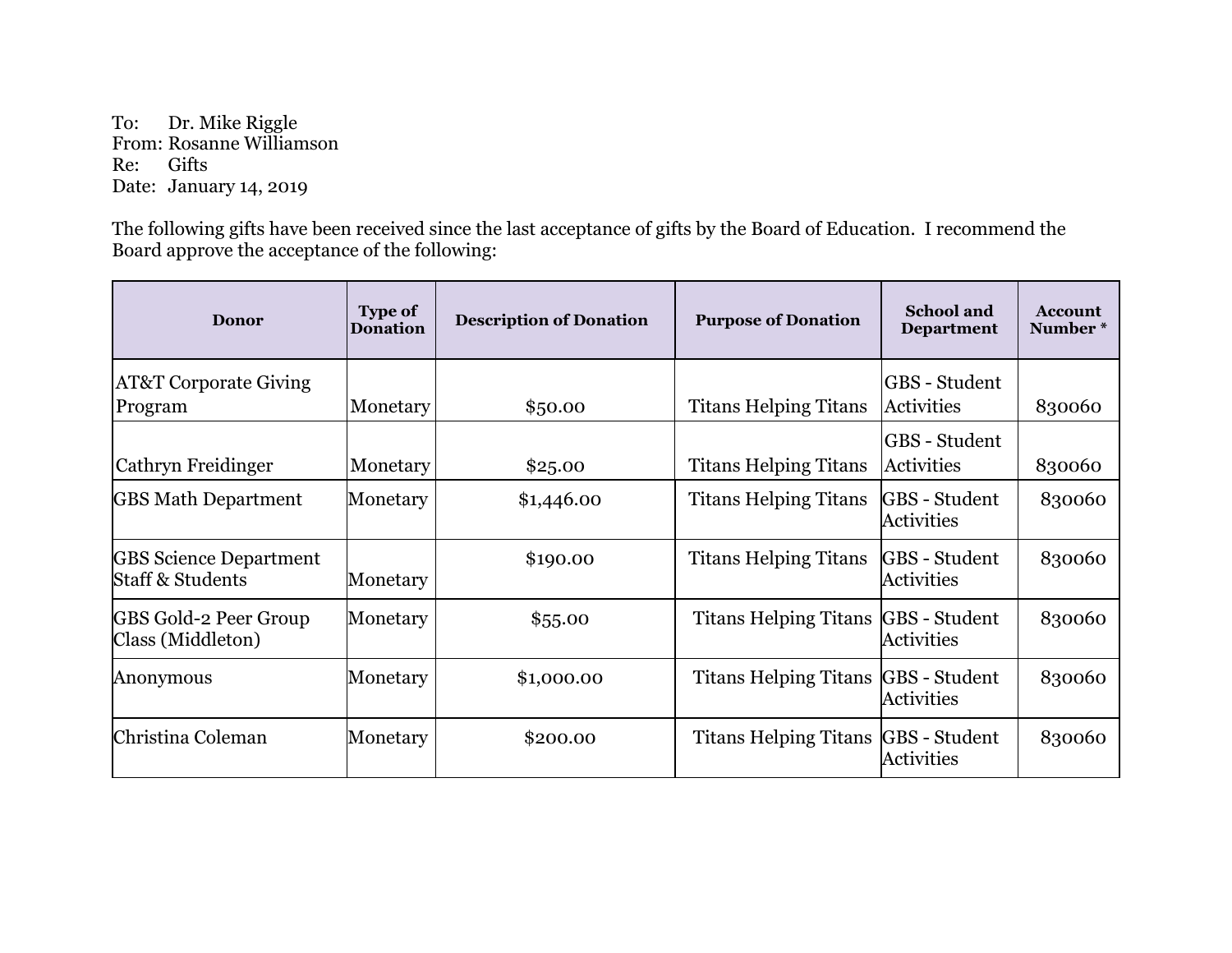To: Dr. Mike Riggle
From: Rosanne Williamson
Re: Gifts
Date: January 14, 2019

The following gifts have been received since the last acceptance of gifts by the Board of Education. I recommend the Board approve the acceptance of the following:

| Donor | Type of Donation | Description of Donation | Purpose of Donation | School and Department | Account Number * |
|---|---|---|---|---|---|
| AT&T Corporate Giving Program | Monetary | $50.00 | Titans Helping Titans | GBS - Student Activities | 830060 |
| Cathryn Freidinger | Monetary | $25.00 | Titans Helping Titans | GBS - Student Activities | 830060 |
| GBS Math Department | Monetary | $1,446.00 | Titans Helping Titans | GBS - Student Activities | 830060 |
| GBS Science Department Staff & Students | Monetary | $190.00 | Titans Helping Titans | GBS - Student Activities | 830060 |
| GBS Gold-2 Peer Group Class (Middleton) | Monetary | $55.00 | Titans Helping Titans | GBS - Student Activities | 830060 |
| Anonymous | Monetary | $1,000.00 | Titans Helping Titans | GBS - Student Activities | 830060 |
| Christina Coleman | Monetary | $200.00 | Titans Helping Titans | GBS - Student Activities | 830060 |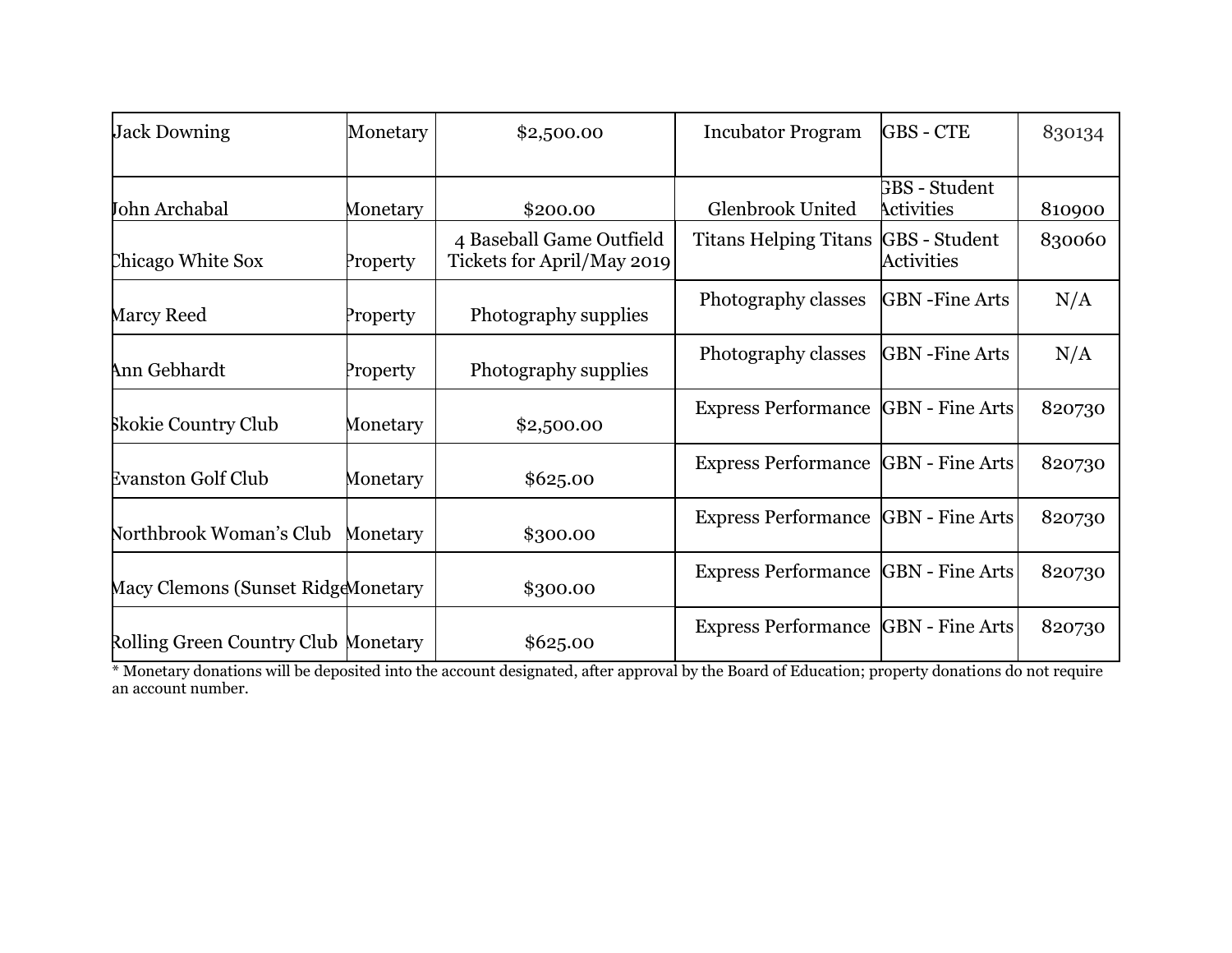| | | | | | |
|---|---|---|---|---|---|
| Jack Downing | Monetary | $2,500.00 | Incubator Program | GBS - CTE | 830134 |
| John Archabal | Monetary | $200.00 | Glenbrook United | GBS - Student Activities | 810900 |
| Chicago White Sox | Property | 4 Baseball Game Outfield Tickets for April/May 2019 | Titans Helping Titans | GBS - Student Activities | 830060 |
| Marcy Reed | Property | Photography supplies | Photography classes | GBN -Fine Arts | N/A |
| Ann Gebhardt | Property | Photography supplies | Photography classes | GBN -Fine Arts | N/A |
| Skokie Country Club | Monetary | $2,500.00 | Express Performance | GBN - Fine Arts | 820730 |
| Evanston Golf Club | Monetary | $625.00 | Express Performance | GBN - Fine Arts | 820730 |
| Northbrook Woman's Club | Monetary | $300.00 | Express Performance | GBN - Fine Arts | 820730 |
| Macy Clemons (Sunset Ridge | Monetary | $300.00 | Express Performance | GBN - Fine Arts | 820730 |
| Rolling Green Country Club | Monetary | $625.00 | Express Performance | GBN - Fine Arts | 820730 |

* Monetary donations will be deposited into the account designated, after approval by the Board of Education; property donations do not require an account number.